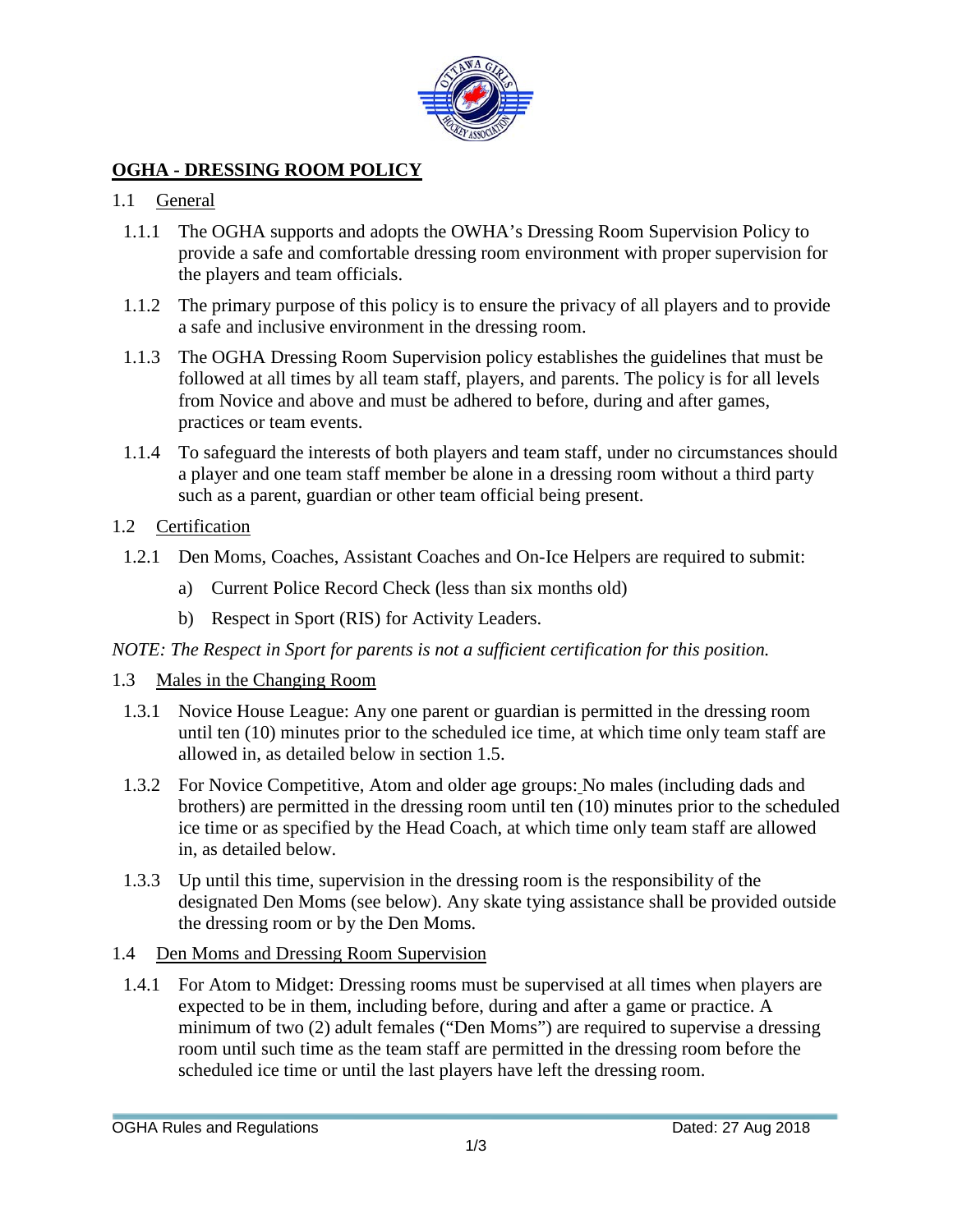# OGHA - DRESSING ROOM POLICY

## 1.1 General

1.1.1 The OGHA supports and adopts the OWHA's Dressing Room Supervision Policy to provide a safe and comfortable dressing room environment with proper supervision for the players and team officials.

1.1.2 The primary purpose of this policy is to ensure the privacy of all players and to provide a safe and inclusive environment in the dressing room.

1.1.3 The OGHA Dressing Room Supervision policy establishes the guidelines that must be followed at all times by all team staff, players, and parents. The policy is for all levels from Novice and above and must be adhered to before, during and after games, practices or team events.

1.1.4 To safeguard the interests of both players and team staff, under no circumstances should a player and one team staff member be alone in a dressing room without a third party such as a parent, guardian or other team official being present.

## 1.2 Certification

1.2.1 Den Moms, Coaches, Assistant Coaches and On-Ice Helpers are required to submit:

a) Current Police Record Check (less than six months old)

b) Respect in Sport (RIS) for Activity Leaders.

*NOTE: The Respect in Sport for parents is not a sufficient certification for this position.*

## 1.3 Males in the Changing Room

1.3.1 Novice House League: Any one parent or guardian is permitted in the dressing room until ten (10) minutes prior to the scheduled ice time, at which time only team staff are allowed in, as detailed below in section 1.5.

1.3.2 For Novice Competitive, Atom and older age groups: No males (including dads and brothers) are permitted in the dressing room until ten (10) minutes prior to the scheduled ice time or as specified by the Head Coach, at which time only team staff are allowed in, as detailed below.

1.3.3 Up until this time, supervision in the dressing room is the responsibility of the designated Den Moms (see below). Any skate tying assistance shall be provided outside the dressing room or by the Den Moms.

## 1.4 Den Moms and Dressing Room Supervision

1.4.1 For Atom to Midget: Dressing rooms must be supervised at all times when players are expected to be in them, including before, during and after a game or practice. A minimum of two (2) adult females ("Den Moms") are required to supervise a dressing room until such time as the team staff are permitted in the dressing room before the scheduled ice time or until the last players have left the dressing room.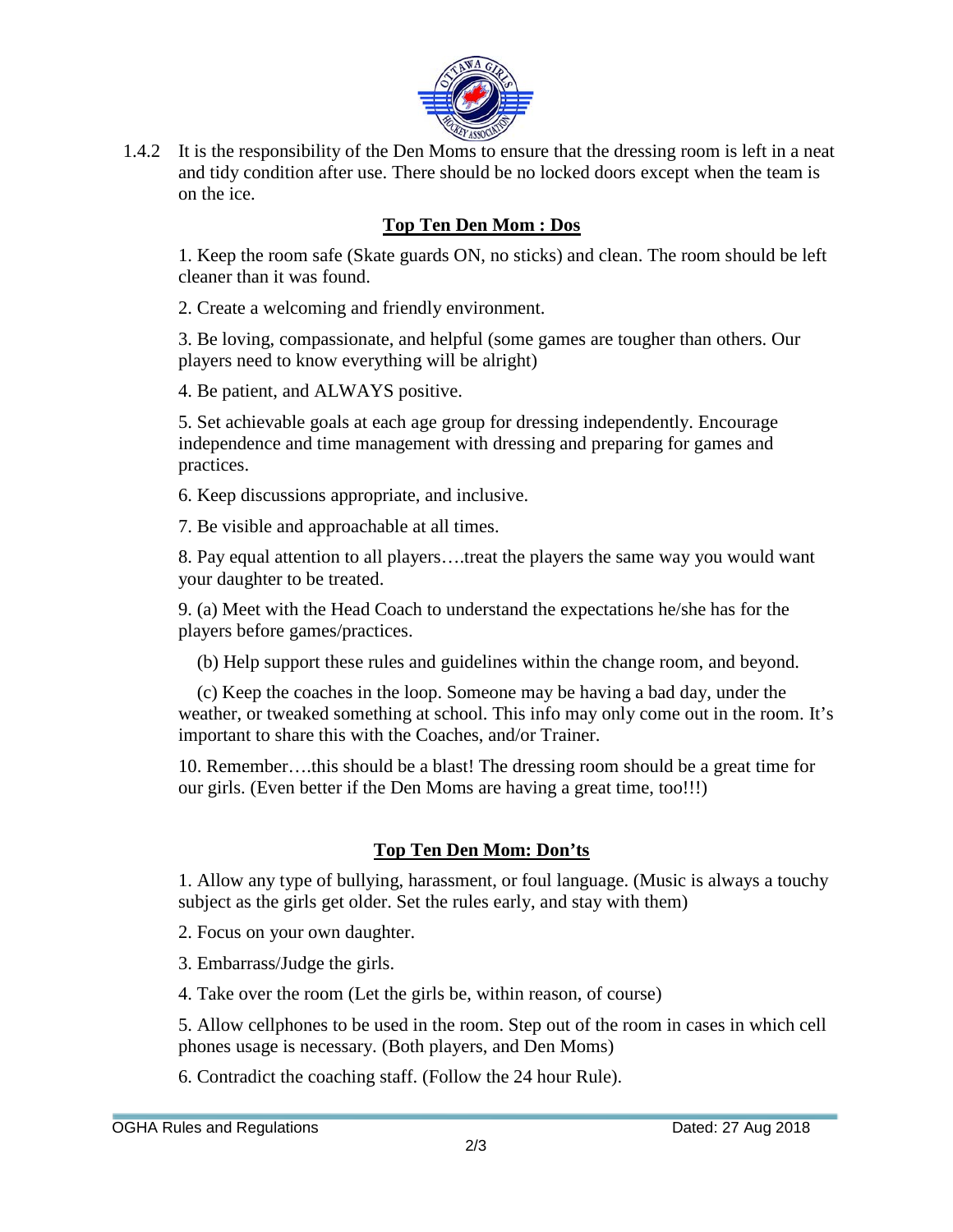1.4.2 It is the responsibility of the Den Moms to ensure that the dressing room is left in a neat and tidy condition after use. There should be no locked doors except when the team is on the ice.

## **Top Ten Den Mom : Dos**

1. Keep the room safe (Skate guards ON, no sticks) and clean. The room should be left cleaner than it was found.

2. Create a welcoming and friendly environment.

3. Be loving, compassionate, and helpful (some games are tougher than others. Our players need to know everything will be alright)

4. Be patient, and ALWAYS positive.

5. Set achievable goals at each age group for dressing independently. Encourage independence and time management with dressing and preparing for games and practices.

6. Keep discussions appropriate, and inclusive.

7. Be visible and approachable at all times.

8. Pay equal attention to all players….treat the players the same way you would want your daughter to be treated.

9. (a) Meet with the Head Coach to understand the expectations he/she has for the players before games/practices.

   (b) Help support these rules and guidelines within the change room, and beyond.

   (c) Keep the coaches in the loop. Someone may be having a bad day, under the weather, or tweaked something at school. This info may only come out in the room. It's important to share this with the Coaches, and/or Trainer.

10. Remember….this should be a blast! The dressing room should be a great time for our girls. (Even better if the Den Moms are having a great time, too!!!)

## **Top Ten Den Mom: Don'ts**

1. Allow any type of bullying, harassment, or foul language. (Music is always a touchy subject as the girls get older. Set the rules early, and stay with them)

2. Focus on your own daughter.

3. Embarrass/Judge the girls.

4. Take over the room (Let the girls be, within reason, of course)

5. Allow cellphones to be used in the room. Step out of the room in cases in which cell phones usage is necessary. (Both players, and Den Moms)

6. Contradict the coaching staff. (Follow the 24 hour Rule).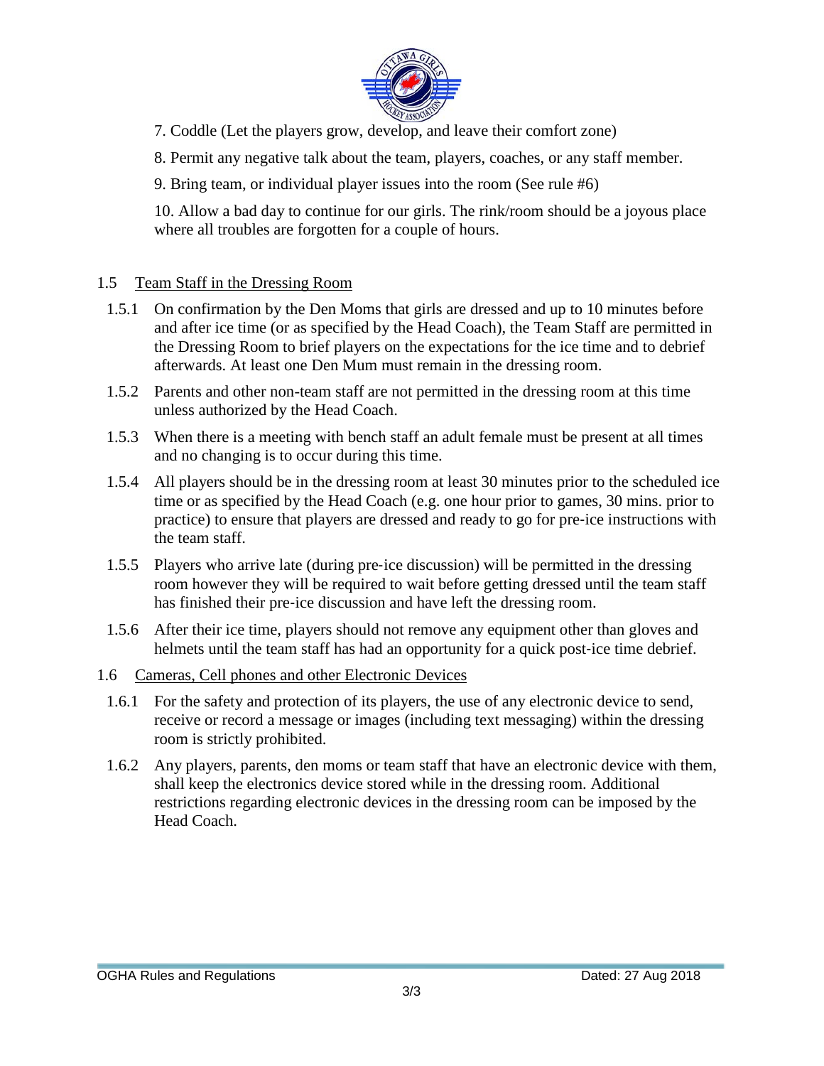7. Coddle (Let the players grow, develop, and leave their comfort zone)

8. Permit any negative talk about the team, players, coaches, or any staff member.

9. Bring team, or individual player issues into the room (See rule #6)

10. Allow a bad day to continue for our girls. The rink/room should be a joyous place where all troubles are forgotten for a couple of hours.

## 1.5 Team Staff in the Dressing Room

1.5.1 On confirmation by the Den Moms that girls are dressed and up to 10 minutes before and after ice time (or as specified by the Head Coach), the Team Staff are permitted in the Dressing Room to brief players on the expectations for the ice time and to debrief afterwards. At least one Den Mum must remain in the dressing room.

1.5.2 Parents and other non-team staff are not permitted in the dressing room at this time unless authorized by the Head Coach.

1.5.3 When there is a meeting with bench staff an adult female must be present at all times and no changing is to occur during this time.

1.5.4 All players should be in the dressing room at least 30 minutes prior to the scheduled ice time or as specified by the Head Coach (e.g. one hour prior to games, 30 mins. prior to practice) to ensure that players are dressed and ready to go for pre-ice instructions with the team staff.

1.5.5 Players who arrive late (during pre-ice discussion) will be permitted in the dressing room however they will be required to wait before getting dressed until the team staff has finished their pre-ice discussion and have left the dressing room.

1.5.6 After their ice time, players should not remove any equipment other than gloves and helmets until the team staff has had an opportunity for a quick post-ice time debrief.

## 1.6 Cameras, Cell phones and other Electronic Devices

1.6.1 For the safety and protection of its players, the use of any electronic device to send, receive or record a message or images (including text messaging) within the dressing room is strictly prohibited.

1.6.2 Any players, parents, den moms or team staff that have an electronic device with them, shall keep the electronics device stored while in the dressing room. Additional restrictions regarding electronic devices in the dressing room can be imposed by the Head Coach.